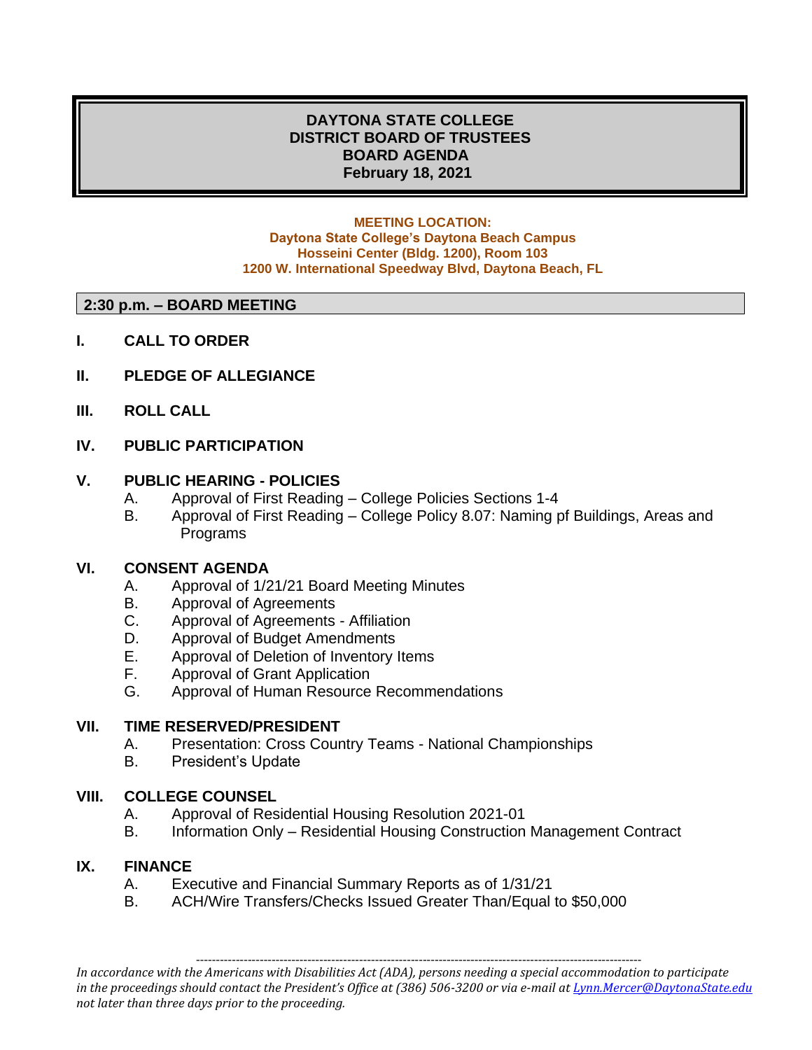# DAYTONA STATE COLLEGE
# DISTRICT BOARD OF TRUSTEES
# BOARD AGENDA
# February 18, 2021

**MEETING LOCATION:**
**Daytona State College's Daytona Beach Campus**
**Hosseini Center (Bldg. 1200), Room 103**
**1200 W. International Speedway Blvd, Daytona Beach, FL**

## 2:30 p.m. – BOARD MEETING

**I. CALL TO ORDER**

**II. PLEDGE OF ALLEGIANCE**

**III. ROLL CALL**

**IV. PUBLIC PARTICIPATION**

**V. PUBLIC HEARING - POLICIES**

A. Approval of First Reading – College Policies Sections 1-4
B. Approval of First Reading – College Policy 8.07: Naming pf Buildings, Areas and Programs

**VI. CONSENT AGENDA**

A. Approval of 1/21/21 Board Meeting Minutes
B. Approval of Agreements
C. Approval of Agreements - Affiliation
D. Approval of Budget Amendments
E. Approval of Deletion of Inventory Items
F. Approval of Grant Application
G. Approval of Human Resource Recommendations

**VII. TIME RESERVED/PRESIDENT**

A. Presentation: Cross Country Teams - National Championships
B. President's Update

**VIII. COLLEGE COUNSEL**

A. Approval of Residential Housing Resolution 2021-01
B. Information Only – Residential Housing Construction Management Contract

**IX. FINANCE**

A. Executive and Financial Summary Reports as of 1/31/21
B. ACH/Wire Transfers/Checks Issued Greater Than/Equal to $50,000

---

*In accordance with the Americans with Disabilities Act (ADA), persons needing a special accommodation to participate in the proceedings should contact the President's Office at (386) 506-3200 or via e-mail at Lynn.Mercer@DaytonaState.edu not later than three days prior to the proceeding.*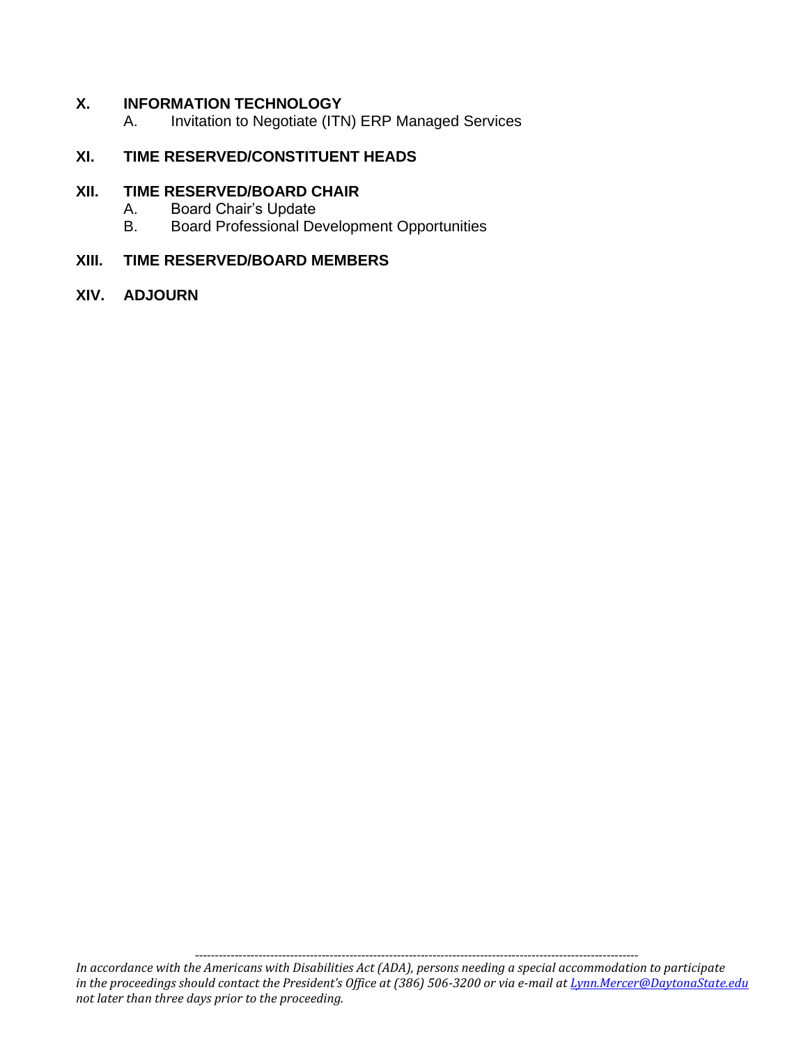**X. INFORMATION TECHNOLOGY**

A. Invitation to Negotiate (ITN) ERP Managed Services

**XI. TIME RESERVED/CONSTITUENT HEADS**

**XII. TIME RESERVED/BOARD CHAIR**

A. Board Chair's Update

B. Board Professional Development Opportunities

**XIII. TIME RESERVED/BOARD MEMBERS**

**XIV. ADJOURN**

---

*In accordance with the Americans with Disabilities Act (ADA), persons needing a special accommodation to participate in the proceedings should contact the President's Office at (386) 506-3200 or via e-mail at [Lynn.Mercer@DaytonaState.edu](mailto:Lynn.Mercer@DaytonaState.edu) not later than three days prior to the proceeding.*